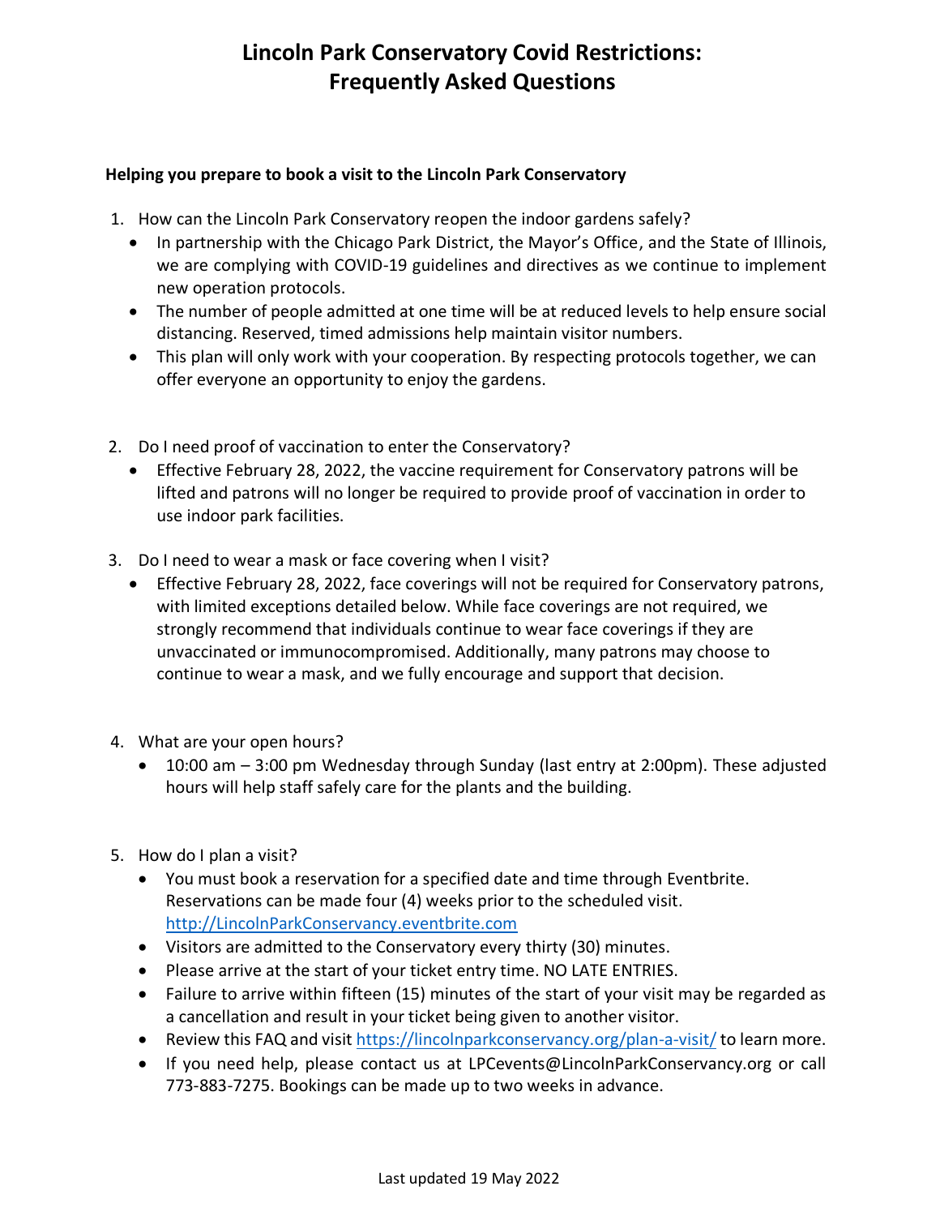# Lincoln Park Conservatory Covid Restrictions: Frequently Asked Questions

**Helping you prepare to book a visit to the Lincoln Park Conservatory**

1. How can the Lincoln Park Conservatory reopen the indoor gardens safely?
   - In partnership with the Chicago Park District, the Mayor's Office, and the State of Illinois, we are complying with COVID-19 guidelines and directives as we continue to implement new operation protocols.
   - The number of people admitted at one time will be at reduced levels to help ensure social distancing. Reserved, timed admissions help maintain visitor numbers.
   - This plan will only work with your cooperation. By respecting protocols together, we can offer everyone an opportunity to enjoy the gardens.

2. Do I need proof of vaccination to enter the Conservatory?
   - Effective February 28, 2022, the vaccine requirement for Conservatory patrons will be lifted and patrons will no longer be required to provide proof of vaccination in order to use indoor park facilities.

3. Do I need to wear a mask or face covering when I visit?
   - Effective February 28, 2022, face coverings will not be required for Conservatory patrons, with limited exceptions detailed below. While face coverings are not required, we strongly recommend that individuals continue to wear face coverings if they are unvaccinated or immunocompromised. Additionally, many patrons may choose to continue to wear a mask, and we fully encourage and support that decision.

4. What are your open hours?
   - 10:00 am – 3:00 pm Wednesday through Sunday (last entry at 2:00pm). These adjusted hours will help staff safely care for the plants and the building.

5. How do I plan a visit?
   - You must book a reservation for a specified date and time through Eventbrite. Reservations can be made four (4) weeks prior to the scheduled visit. [http://LincolnParkConservancy.eventbrite.com](http://LincolnParkConservancy.eventbrite.com)
   - Visitors are admitted to the Conservatory every thirty (30) minutes.
   - Please arrive at the start of your ticket entry time. NO LATE ENTRIES.
   - Failure to arrive within fifteen (15) minutes of the start of your visit may be regarded as a cancellation and result in your ticket being given to another visitor.
   - Review this FAQ and visit [https://lincolnparkconservancy.org/plan-a-visit/](https://lincolnparkconservancy.org/plan-a-visit/) to learn more.
   - If you need help, please contact us at LPCevents@LincolnParkConservancy.org or call 773-883-7275. Bookings can be made up to two weeks in advance.

Last updated 19 May 2022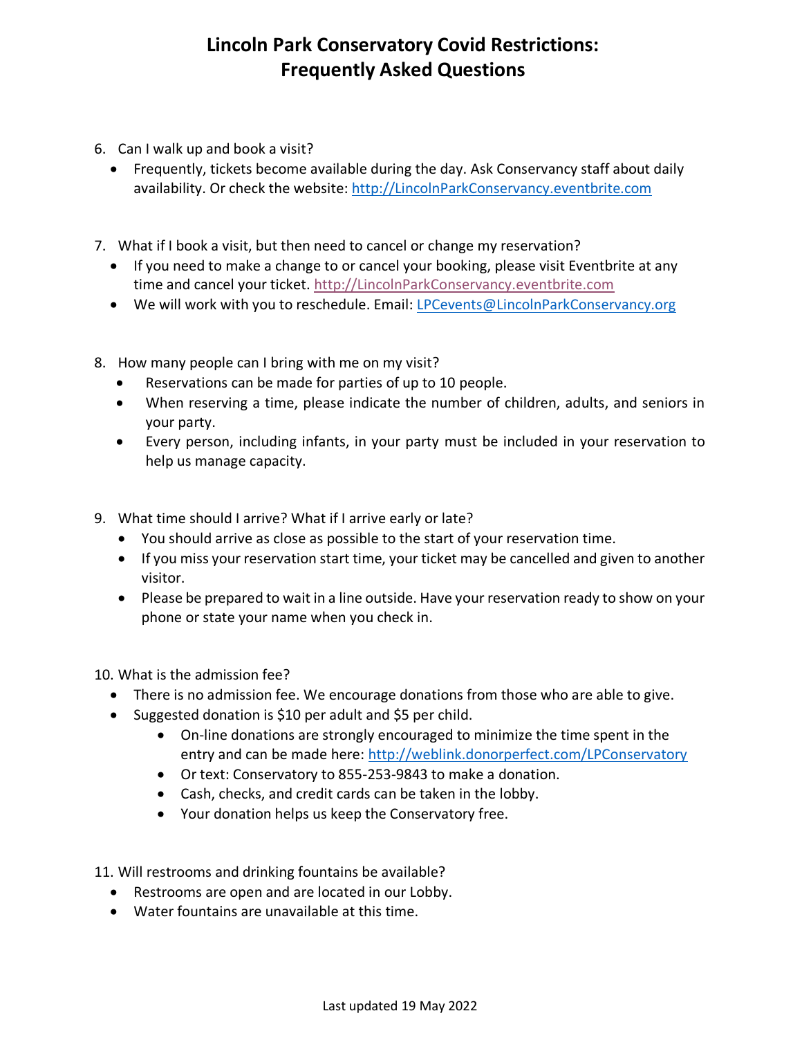# Lincoln Park Conservatory Covid Restrictions: Frequently Asked Questions

6. Can I walk up and book a visit?
   - Frequently, tickets become available during the day. Ask Conservancy staff about daily availability. Or check the website: http://LincolnParkConservancy.eventbrite.com

7. What if I book a visit, but then need to cancel or change my reservation?
   - If you need to make a change to or cancel your booking, please visit Eventbrite at any time and cancel your ticket. http://LincolnParkConservancy.eventbrite.com
   - We will work with you to reschedule. Email: LPCevents@LincolnParkConservancy.org

8. How many people can I bring with me on my visit?
   - Reservations can be made for parties of up to 10 people.
   - When reserving a time, please indicate the number of children, adults, and seniors in your party.
   - Every person, including infants, in your party must be included in your reservation to help us manage capacity.

9. What time should I arrive? What if I arrive early or late?
   - You should arrive as close as possible to the start of your reservation time.
   - If you miss your reservation start time, your ticket may be cancelled and given to another visitor.
   - Please be prepared to wait in a line outside. Have your reservation ready to show on your phone or state your name when you check in.

10. What is the admission fee?
    - There is no admission fee. We encourage donations from those who are able to give.
    - Suggested donation is $10 per adult and $5 per child.
      - On-line donations are strongly encouraged to minimize the time spent in the entry and can be made here: http://weblink.donorperfect.com/LPConservatory
      - Or text: Conservatory to 855-253-9843 to make a donation.
      - Cash, checks, and credit cards can be taken in the lobby.
      - Your donation helps us keep the Conservatory free.

11. Will restrooms and drinking fountains be available?
    - Restrooms are open and are located in our Lobby.
    - Water fountains are unavailable at this time.

Last updated 19 May 2022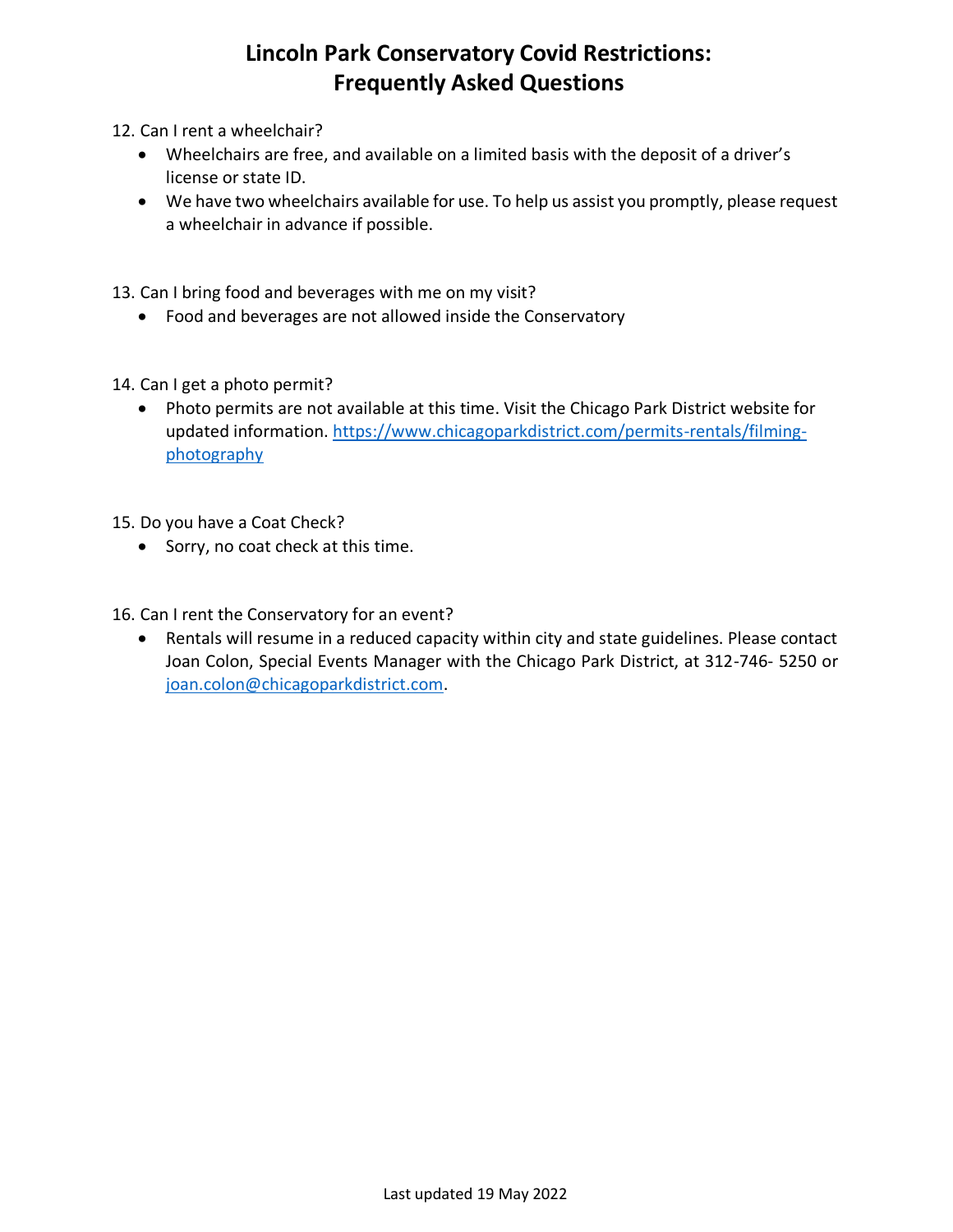# Lincoln Park Conservatory Covid Restrictions: Frequently Asked Questions

12. Can I rent a wheelchair?
    - Wheelchairs are free, and available on a limited basis with the deposit of a driver's license or state ID.
    - We have two wheelchairs available for use. To help us assist you promptly, please request a wheelchair in advance if possible.

13. Can I bring food and beverages with me on my visit?
    - Food and beverages are not allowed inside the Conservatory

14. Can I get a photo permit?
    - Photo permits are not available at this time. Visit the Chicago Park District website for updated information. [https://www.chicagoparkdistrict.com/permits-rentals/filming-photography](https://www.chicagoparkdistrict.com/permits-rentals/filming-photography)

15. Do you have a Coat Check?
    - Sorry, no coat check at this time.

16. Can I rent the Conservatory for an event?
    - Rentals will resume in a reduced capacity within city and state guidelines. Please contact Joan Colon, Special Events Manager with the Chicago Park District, at 312-746- 5250 or [joan.colon@chicagoparkdistrict.com](mailto:joan.colon@chicagoparkdistrict.com).

Last updated 19 May 2022